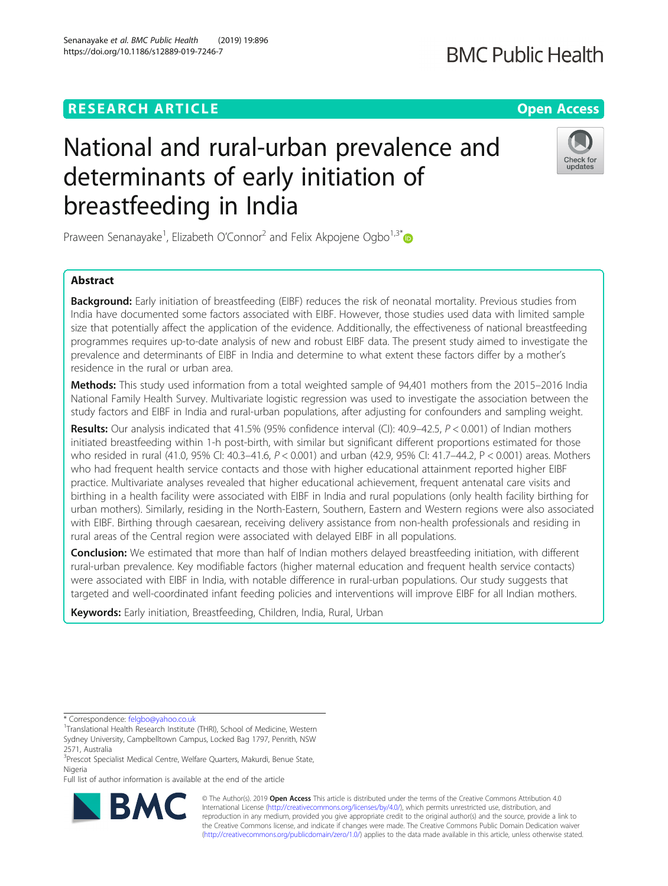RESEARCH ARTICLE

Open Access

# National and rural-urban prevalence and determinants of early initiation of breastfeeding in India

Praween Senanayake[1], Elizabeth O'Connor[2] and Felix Akpojene Ogbo[1,3*]

## Abstract

**Background:** Early initiation of breastfeeding (EIBF) reduces the risk of neonatal mortality. Previous studies from India have documented some factors associated with EIBF. However, those studies used data with limited sample size that potentially affect the application of the evidence. Additionally, the effectiveness of national breastfeeding programmes requires up-to-date analysis of new and robust EIBF data. The present study aimed to investigate the prevalence and determinants of EIBF in India and determine to what extent these factors differ by a mother's residence in the rural or urban area.

**Methods:** This study used information from a total weighted sample of 94,401 mothers from the 2015–2016 India National Family Health Survey. Multivariate logistic regression was used to investigate the association between the study factors and EIBF in India and rural-urban populations, after adjusting for confounders and sampling weight.

**Results:** Our analysis indicated that 41.5% (95% confidence interval (CI): 40.9–42.5, $P < 0.001$) of Indian mothers initiated breastfeeding within 1-h post-birth, with similar but significant different proportions estimated for those who resided in rural (41.0, 95% CI: 40.3–41.6, $P < 0.001$) and urban (42.9, 95% CI: 41.7–44.2, $P < 0.001$) areas. Mothers who had frequent health service contacts and those with higher educational attainment reported higher EIBF practice. Multivariate analyses revealed that higher educational achievement, frequent antenatal care visits and birthing in a health facility were associated with EIBF in India and rural populations (only health facility birthing for urban mothers). Similarly, residing in the North-Eastern, Southern, Eastern and Western regions were also associated with EIBF. Birthing through caesarean, receiving delivery assistance from non-health professionals and residing in rural areas of the Central region were associated with delayed EIBF in all populations.

**Conclusion:** We estimated that more than half of Indian mothers delayed breastfeeding initiation, with different rural-urban prevalence. Key modifiable factors (higher maternal education and frequent health service contacts) were associated with EIBF in India, with notable difference in rural-urban populations. Our study suggests that targeted and well-coordinated infant feeding policies and interventions will improve EIBF for all Indian mothers.

**Keywords:** Early initiation, Breastfeeding, Children, India, Rural, Urban

---

* Correspondence: felgbo@yahoo.co.uk

[1]Translational Health Research Institute (THRI), School of Medicine, Western Sydney University, Campbelltown Campus, Locked Bag 1797, Penrith, NSW 2571, Australia

[3]Prescot Specialist Medical Centre, Welfare Quarters, Makurdi, Benue State, Nigeria

Full list of author information is available at the end of the article

© The Author(s). 2019 **Open Access** This article is distributed under the terms of the Creative Commons Attribution 4.0 International License (http://creativecommons.org/licenses/by/4.0/), which permits unrestricted use, distribution, and reproduction in any medium, provided you give appropriate credit to the original author(s) and the source, provide a link to the Creative Commons license, and indicate if changes were made. The Creative Commons Public Domain Dedication waiver (http://creativecommons.org/publicdomain/zero/1.0/) applies to the data made available in this article, unless otherwise stated.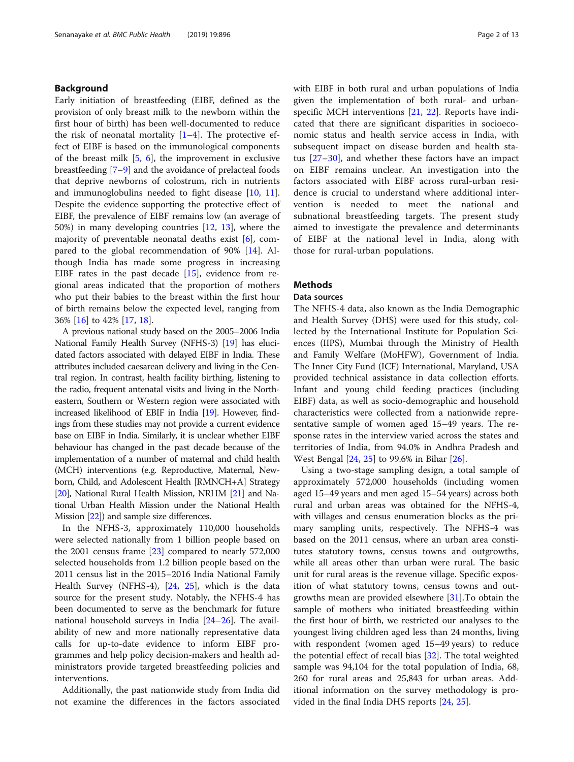## Background

Early initiation of breastfeeding (EIBF, defined as the provision of only breast milk to the newborn within the first hour of birth) has been well-documented to reduce the risk of neonatal mortality [1–4]. The protective effect of EIBF is based on the immunological components of the breast milk [5, 6], the improvement in exclusive breastfeeding [7–9] and the avoidance of prelacteal foods that deprive newborns of colostrum, rich in nutrients and immunoglobulins needed to fight disease [10, 11]. Despite the evidence supporting the protective effect of EIBF, the prevalence of EIBF remains low (an average of 50%) in many developing countries [12, 13], where the majority of preventable neonatal deaths exist [6], compared to the global recommendation of 90% [14]. Although India has made some progress in increasing EIBF rates in the past decade [15], evidence from regional areas indicated that the proportion of mothers who put their babies to the breast within the first hour of birth remains below the expected level, ranging from 36% [16] to 42% [17, 18].

A previous national study based on the 2005–2006 India National Family Health Survey (NFHS-3) [19] has elucidated factors associated with delayed EIBF in India. These attributes included caesarean delivery and living in the Central region. In contrast, health facility birthing, listening to the radio, frequent antenatal visits and living in the North-eastern, Southern or Western region were associated with increased likelihood of EBIF in India [19]. However, findings from these studies may not provide a current evidence base on EIBF in India. Similarly, it is unclear whether EIBF behaviour has changed in the past decade because of the implementation of a number of maternal and child health (MCH) interventions (e.g. Reproductive, Maternal, Newborn, Child, and Adolescent Health [RMNCH+A] Strategy [20], National Rural Health Mission, NRHM [21] and National Urban Health Mission under the National Health Mission [22]) and sample size differences.

In the NFHS-3, approximately 110,000 households were selected nationally from 1 billion people based on the 2001 census frame [23] compared to nearly 572,000 selected households from 1.2 billion people based on the 2011 census list in the 2015–2016 India National Family Health Survey (NFHS-4), [24, 25], which is the data source for the present study. Notably, the NFHS-4 has been documented to serve as the benchmark for future national household surveys in India [24–26]. The availability of new and more nationally representative data calls for up-to-date evidence to inform EIBF programmes and help policy decision-makers and health administrators provide targeted breastfeeding policies and interventions.

Additionally, the past nationwide study from India did not examine the differences in the factors associated with EIBF in both rural and urban populations of India given the implementation of both rural- and urban-specific MCH interventions [21, 22]. Reports have indicated that there are significant disparities in socioeconomic status and health service access in India, with subsequent impact on disease burden and health status [27–30], and whether these factors have an impact on EIBF remains unclear. An investigation into the factors associated with EIBF across rural-urban residence is crucial to understand where additional intervention is needed to meet the national and subnational breastfeeding targets. The present study aimed to investigate the prevalence and determinants of EIBF at the national level in India, along with those for rural-urban populations.

## Methods

### Data sources

The NFHS-4 data, also known as the India Demographic and Health Survey (DHS) were used for this study, collected by the International Institute for Population Sciences (IIPS), Mumbai through the Ministry of Health and Family Welfare (MoHFW), Government of India. The Inner City Fund (ICF) International, Maryland, USA provided technical assistance in data collection efforts. Infant and young child feeding practices (including EIBF) data, as well as socio-demographic and household characteristics were collected from a nationwide representative sample of women aged 15–49 years. The response rates in the interview varied across the states and territories of India, from 94.0% in Andhra Pradesh and West Bengal [24, 25] to 99.6% in Bihar [26].

Using a two-stage sampling design, a total sample of approximately 572,000 households (including women aged 15–49 years and men aged 15–54 years) across both rural and urban areas was obtained for the NFHS-4, with villages and census enumeration blocks as the primary sampling units, respectively. The NFHS-4 was based on the 2011 census, where an urban area constitutes statutory towns, census towns and outgrowths, while all areas other than urban were rural. The basic unit for rural areas is the revenue village. Specific exposition of what statutory towns, census towns and outgrowths mean are provided elsewhere [31].To obtain the sample of mothers who initiated breastfeeding within the first hour of birth, we restricted our analyses to the youngest living children aged less than 24 months, living with respondent (women aged 15–49 years) to reduce the potential effect of recall bias [32]. The total weighted sample was 94,104 for the total population of India, 68,260 for rural areas and 25,843 for urban areas. Additional information on the survey methodology is provided in the final India DHS reports [24, 25].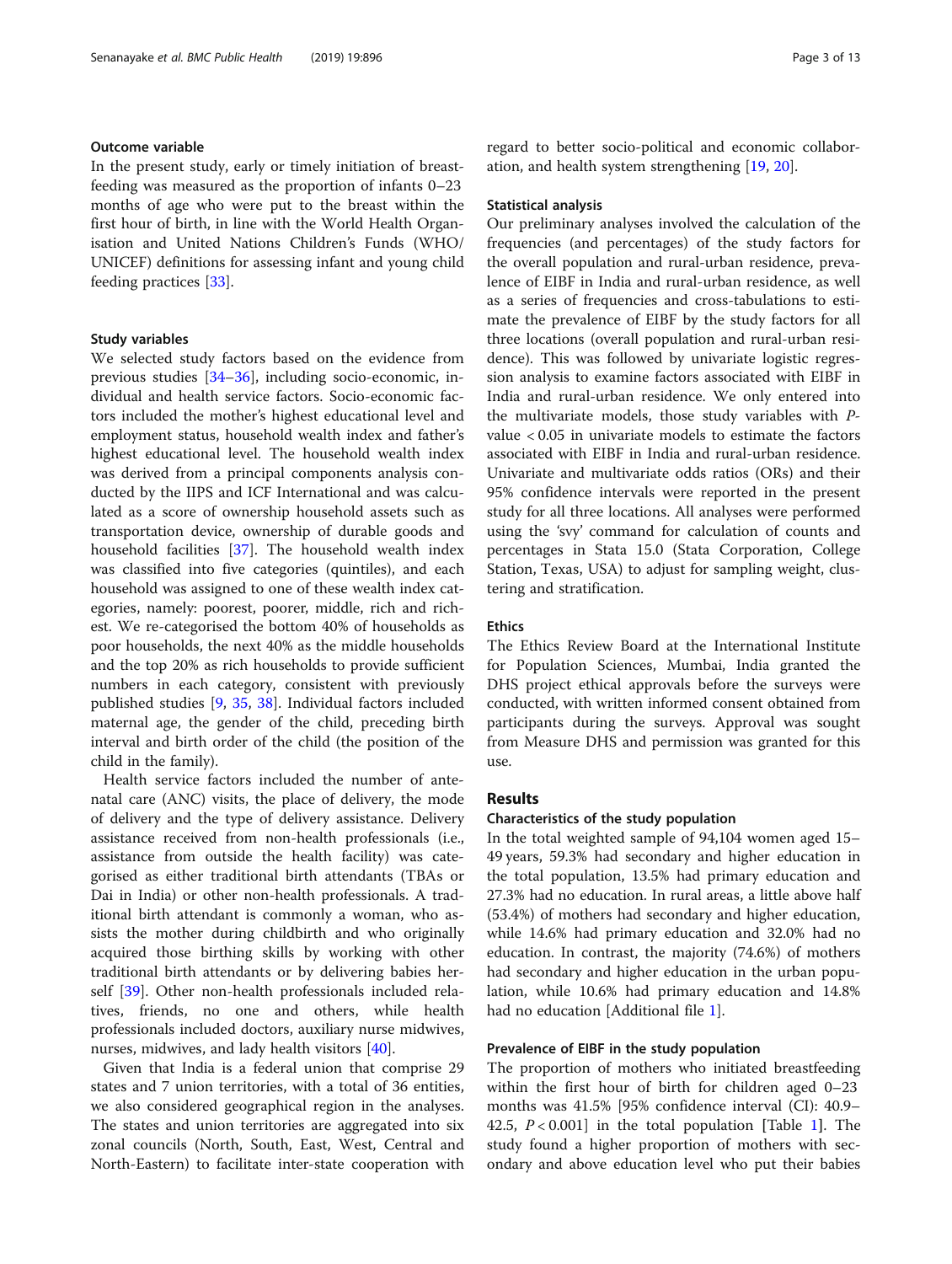### Outcome variable

In the present study, early or timely initiation of breastfeeding was measured as the proportion of infants 0–23 months of age who were put to the breast within the first hour of birth, in line with the World Health Organisation and United Nations Children's Funds (WHO/UNICEF) definitions for assessing infant and young child feeding practices [33].

### Study variables

We selected study factors based on the evidence from previous studies [34–36], including socio-economic, individual and health service factors. Socio-economic factors included the mother's highest educational level and employment status, household wealth index and father's highest educational level. The household wealth index was derived from a principal components analysis conducted by the IIPS and ICF International and was calculated as a score of ownership household assets such as transportation device, ownership of durable goods and household facilities [37]. The household wealth index was classified into five categories (quintiles), and each household was assigned to one of these wealth index categories, namely: poorest, poorer, middle, rich and richest. We re-categorised the bottom 40% of households as poor households, the next 40% as the middle households and the top 20% as rich households to provide sufficient numbers in each category, consistent with previously published studies [9, 35, 38]. Individual factors included maternal age, the gender of the child, preceding birth interval and birth order of the child (the position of the child in the family).

Health service factors included the number of antenatal care (ANC) visits, the place of delivery, the mode of delivery and the type of delivery assistance. Delivery assistance received from non-health professionals (i.e., assistance from outside the health facility) was categorised as either traditional birth attendants (TBAs or Dai in India) or other non-health professionals. A traditional birth attendant is commonly a woman, who assists the mother during childbirth and who originally acquired those birthing skills by working with other traditional birth attendants or by delivering babies herself [39]. Other non-health professionals included relatives, friends, no one and others, while health professionals included doctors, auxiliary nurse midwives, nurses, midwives, and lady health visitors [40].

Given that India is a federal union that comprise 29 states and 7 union territories, with a total of 36 entities, we also considered geographical region in the analyses. The states and union territories are aggregated into six zonal councils (North, South, East, West, Central and North-Eastern) to facilitate inter-state cooperation with regard to better socio-political and economic collaboration, and health system strengthening [19, 20].

### Statistical analysis

Our preliminary analyses involved the calculation of the frequencies (and percentages) of the study factors for the overall population and rural-urban residence, prevalence of EIBF in India and rural-urban residence, as well as a series of frequencies and cross-tabulations to estimate the prevalence of EIBF by the study factors for all three locations (overall population and rural-urban residence). This was followed by univariate logistic regression analysis to examine factors associated with EIBF in India and rural-urban residence. We only entered into the multivariate models, those study variables with $P$-value < 0.05 in univariate models to estimate the factors associated with EIBF in India and rural-urban residence. Univariate and multivariate odds ratios (ORs) and their 95% confidence intervals were reported in the present study for all three locations. All analyses were performed using the 'svy' command for calculation of counts and percentages in Stata 15.0 (Stata Corporation, College Station, Texas, USA) to adjust for sampling weight, clustering and stratification.

### Ethics

The Ethics Review Board at the International Institute for Population Sciences, Mumbai, India granted the DHS project ethical approvals before the surveys were conducted, with written informed consent obtained from participants during the surveys. Approval was sought from Measure DHS and permission was granted for this use.

## Results

### Characteristics of the study population

In the total weighted sample of 94,104 women aged 15–49 years, 59.3% had secondary and higher education in the total population, 13.5% had primary education and 27.3% had no education. In rural areas, a little above half (53.4%) of mothers had secondary and higher education, while 14.6% had primary education and 32.0% had no education. In contrast, the majority (74.6%) of mothers had secondary and higher education in the urban population, while 10.6% had primary education and 14.8% had no education [Additional file 1].

### Prevalence of EIBF in the study population

The proportion of mothers who initiated breastfeeding within the first hour of birth for children aged 0–23 months was 41.5% [95% confidence interval (CI): 40.9–42.5, $P < 0.001$] in the total population [Table 1]. The study found a higher proportion of mothers with secondary and above education level who put their babies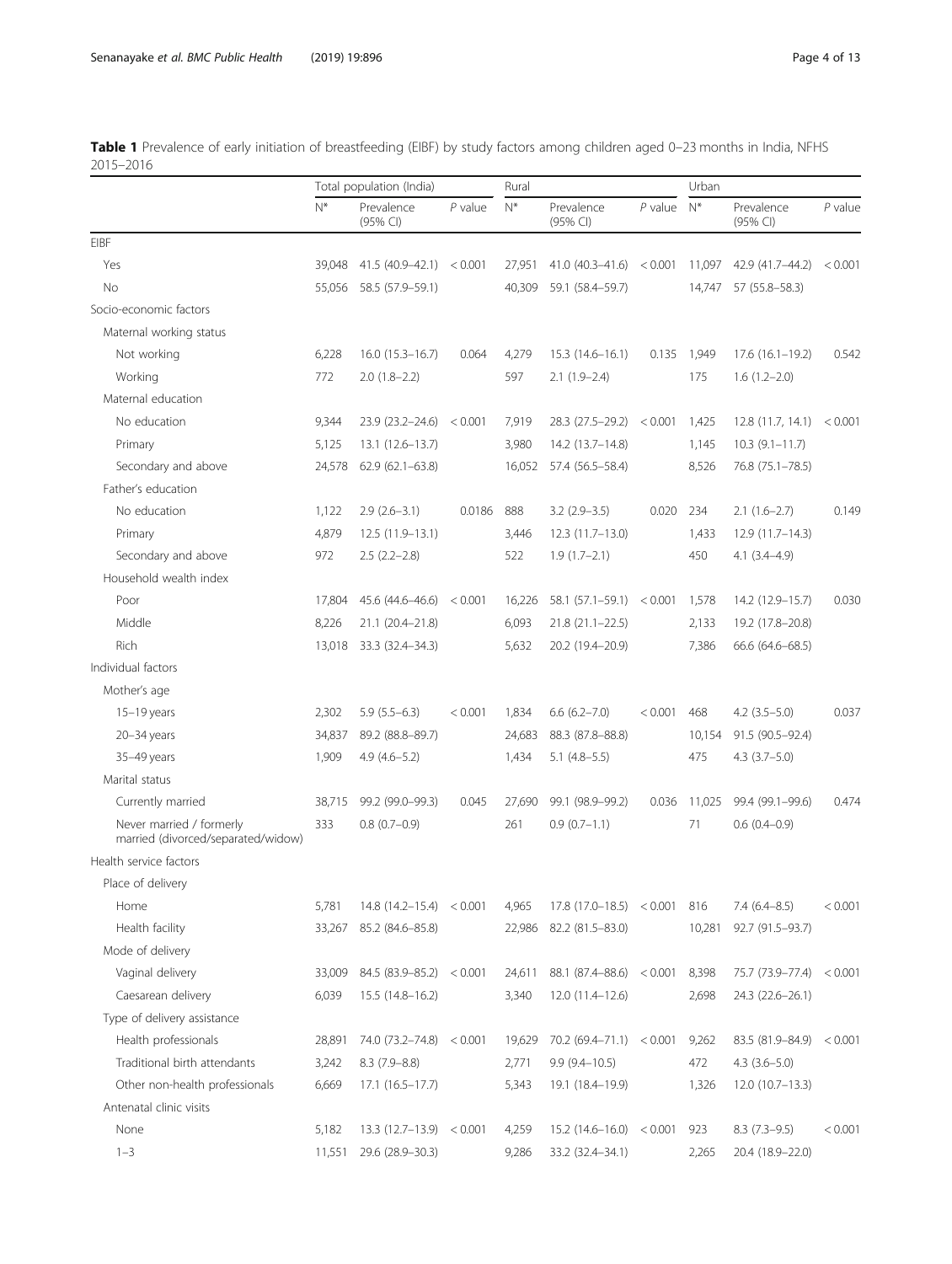**Table 1** Prevalence of early initiation of breastfeeding (EIBF) by study factors among children aged 0–23 months in India, NFHS 2015–2016

| | Total population (India) | | | Rural | | | Urban | | |
|---|---|---|---|---|---|---|---|---|---|
| | N* | Prevalence (95% CI) | *P* value | N* | Prevalence (95% CI) | *P* value | N* | Prevalence (95% CI) | *P* value |
| EIBF | | | | | | | | | |
| Yes | 39,048 | 41.5 (40.9–42.1) | < 0.001 | 27,951 | 41.0 (40.3–41.6) | < 0.001 | 11,097 | 42.9 (41.7–44.2) | < 0.001 |
| No | 55,056 | 58.5 (57.9–59.1) | | 40,309 | 59.1 (58.4–59.7) | | 14,747 | 57 (55.8–58.3) | |
| Socio-economic factors | | | | | | | | | |
| Maternal working status | | | | | | | | | |
| Not working | 6,228 | 16.0 (15.3–16.7) | 0.064 | 4,279 | 15.3 (14.6–16.1) | 0.135 | 1,949 | 17.6 (16.1–19.2) | 0.542 |
| Working | 772 | 2.0 (1.8–2.2) | | 597 | 2.1 (1.9–2.4) | | 175 | 1.6 (1.2–2.0) | |
| Maternal education | | | | | | | | | |
| No education | 9,344 | 23.9 (23.2–24.6) | < 0.001 | 7,919 | 28.3 (27.5–29.2) | < 0.001 | 1,425 | 12.8 (11.7, 14.1) | < 0.001 |
| Primary | 5,125 | 13.1 (12.6–13.7) | | 3,980 | 14.2 (13.7–14.8) | | 1,145 | 10.3 (9.1–11.7) | |
| Secondary and above | 24,578 | 62.9 (62.1–63.8) | | 16,052 | 57.4 (56.5–58.4) | | 8,526 | 76.8 (75.1–78.5) | |
| Father's education | | | | | | | | | |
| No education | 1,122 | 2.9 (2.6–3.1) | 0.0186 | 888 | 3.2 (2.9–3.5) | 0.020 | 234 | 2.1 (1.6–2.7) | 0.149 |
| Primary | 4,879 | 12.5 (11.9–13.1) | | 3,446 | 12.3 (11.7–13.0) | | 1,433 | 12.9 (11.7–14.3) | |
| Secondary and above | 972 | 2.5 (2.2–2.8) | | 522 | 1.9 (1.7–2.1) | | 450 | 4.1 (3.4–4.9) | |
| Household wealth index | | | | | | | | | |
| Poor | 17,804 | 45.6 (44.6–46.6) | < 0.001 | 16,226 | 58.1 (57.1–59.1) | < 0.001 | 1,578 | 14.2 (12.9–15.7) | 0.030 |
| Middle | 8,226 | 21.1 (20.4–21.8) | | 6,093 | 21.8 (21.1–22.5) | | 2,133 | 19.2 (17.8–20.8) | |
| Rich | 13,018 | 33.3 (32.4–34.3) | | 5,632 | 20.2 (19.4–20.9) | | 7,386 | 66.6 (64.6–68.5) | |
| Individual factors | | | | | | | | | |
| Mother's age | | | | | | | | | |
| 15–19 years | 2,302 | 5.9 (5.5–6.3) | < 0.001 | 1,834 | 6.6 (6.2–7.0) | < 0.001 | 468 | 4.2 (3.5–5.0) | 0.037 |
| 20–34 years | 34,837 | 89.2 (88.8–89.7) | | 24,683 | 88.3 (87.8–88.8) | | 10,154 | 91.5 (90.5–92.4) | |
| 35–49 years | 1,909 | 4.9 (4.6–5.2) | | 1,434 | 5.1 (4.8–5.5) | | 475 | 4.3 (3.7–5.0) | |
| Marital status | | | | | | | | | |
| Currently married | 38,715 | 99.2 (99.0–99.3) | 0.045 | 27,690 | 99.1 (98.9–99.2) | 0.036 | 11,025 | 99.4 (99.1–99.6) | 0.474 |
| Never married / formerly married (divorced/separated/widow) | 333 | 0.8 (0.7–0.9) | | 261 | 0.9 (0.7–1.1) | | 71 | 0.6 (0.4–0.9) | |
| Health service factors | | | | | | | | | |
| Place of delivery | | | | | | | | | |
| Home | 5,781 | 14.8 (14.2–15.4) | < 0.001 | 4,965 | 17.8 (17.0–18.5) | < 0.001 | 816 | 7.4 (6.4–8.5) | < 0.001 |
| Health facility | 33,267 | 85.2 (84.6–85.8) | | 22,986 | 82.2 (81.5–83.0) | | 10,281 | 92.7 (91.5–93.7) | |
| Mode of delivery | | | | | | | | | |
| Vaginal delivery | 33,009 | 84.5 (83.9–85.2) | < 0.001 | 24,611 | 88.1 (87.4–88.6) | < 0.001 | 8,398 | 75.7 (73.9–77.4) | < 0.001 |
| Caesarean delivery | 6,039 | 15.5 (14.8–16.2) | | 3,340 | 12.0 (11.4–12.6) | | 2,698 | 24.3 (22.6–26.1) | |
| Type of delivery assistance | | | | | | | | | |
| Health professionals | 28,891 | 74.0 (73.2–74.8) | < 0.001 | 19,629 | 70.2 (69.4–71.1) | < 0.001 | 9,262 | 83.5 (81.9–84.9) | < 0.001 |
| Traditional birth attendants | 3,242 | 8.3 (7.9–8.8) | | 2,771 | 9.9 (9.4–10.5) | | 472 | 4.3 (3.6–5.0) | |
| Other non-health professionals | 6,669 | 17.1 (16.5–17.7) | | 5,343 | 19.1 (18.4–19.9) | | 1,326 | 12.0 (10.7–13.3) | |
| Antenatal clinic visits | | | | | | | | | |
| None | 5,182 | 13.3 (12.7–13.9) | < 0.001 | 4,259 | 15.2 (14.6–16.0) | < 0.001 | 923 | 8.3 (7.3–9.5) | < 0.001 |
| 1–3 | 11,551 | 29.6 (28.9–30.3) | | 9,286 | 33.2 (32.4–34.1) | | 2,265 | 20.4 (18.9–22.0) | |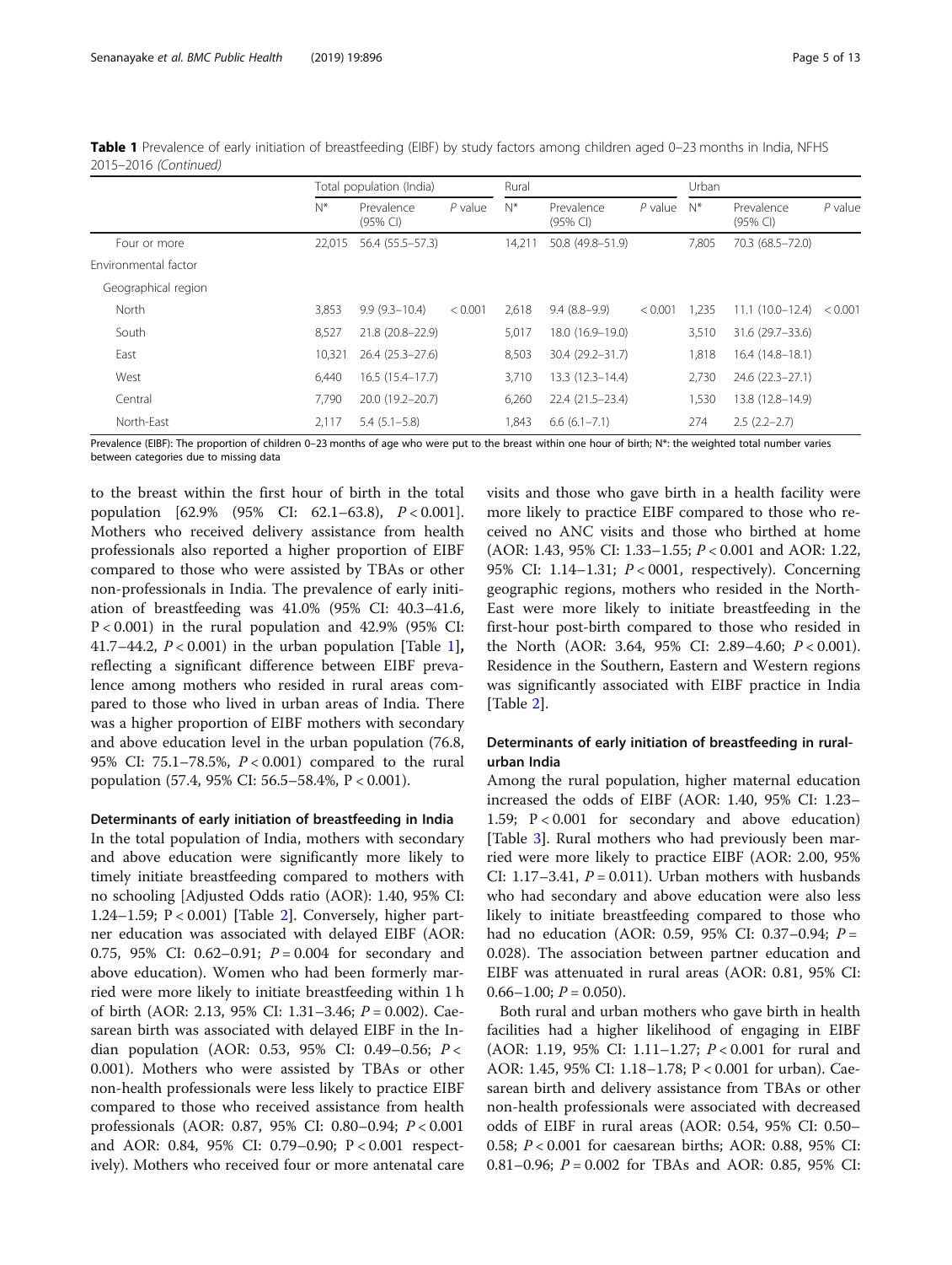**Table 1** Prevalence of early initiation of breastfeeding (EIBF) by study factors among children aged 0–23 months in India, NFHS 2015–2016 *(Continued)*

| | Total population (India) | | | Rural | | | Urban | | |
|---|---|---|---|---|---|---|---|---|---|
| | N* | Prevalence (95% CI) | *P* value | N* | Prevalence (95% CI) | *P* value | N* | Prevalence (95% CI) | *P* value |
| Four or more | 22,015 | 56.4 (55.5–57.3) | | 14,211 | 50.8 (49.8–51.9) | | 7,805 | 70.3 (68.5–72.0) | |
| Environmental factor | | | | | | | | | |
| Geographical region | | | | | | | | | |
| North | 3,853 | 9.9 (9.3–10.4) | < 0.001 | 2,618 | 9.4 (8.8–9.9) | < 0.001 | 1,235 | 11.1 (10.0–12.4) | < 0.001 |
| South | 8,527 | 21.8 (20.8–22.9) | | 5,017 | 18.0 (16.9–19.0) | | 3,510 | 31.6 (29.7–33.6) | |
| East | 10,321 | 26.4 (25.3–27.6) | | 8,503 | 30.4 (29.2–31.7) | | 1,818 | 16.4 (14.8–18.1) | |
| West | 6,440 | 16.5 (15.4–17.7) | | 3,710 | 13.3 (12.3–14.4) | | 2,730 | 24.6 (22.3–27.1) | |
| Central | 7,790 | 20.0 (19.2–20.7) | | 6,260 | 22.4 (21.5–23.4) | | 1,530 | 13.8 (12.8–14.9) | |
| North-East | 2,117 | 5.4 (5.1–5.8) | | 1,843 | 6.6 (6.1–7.1) | | 274 | 2.5 (2.2–2.7) | |

Prevalence (EIBF): The proportion of children 0–23 months of age who were put to the breast within one hour of birth; N*: the weighted total number varies between categories due to missing data

to the breast within the first hour of birth in the total population [62.9% (95% CI: 62.1–63.8), $P < 0.001$]. Mothers who received delivery assistance from health professionals also reported a higher proportion of EIBF compared to those who were assisted by TBAs or other non-professionals in India. The prevalence of early initiation of breastfeeding was 41.0% (95% CI: 40.3–41.6, $P < 0.001$) in the rural population and 42.9% (95% CI: 41.7–44.2, $P < 0.001$) in the urban population [Table 1], reflecting a significant difference between EIBF prevalence among mothers who resided in rural areas compared to those who lived in urban areas of India. There was a higher proportion of EIBF mothers with secondary and above education level in the urban population (76.8, 95% CI: 75.1–78.5%, $P < 0.001$) compared to the rural population (57.4, 95% CI: 56.5–58.4%, $P < 0.001$).

### Determinants of early initiation of breastfeeding in India

In the total population of India, mothers with secondary and above education were significantly more likely to timely initiate breastfeeding compared to mothers with no schooling [Adjusted Odds ratio (AOR): 1.40, 95% CI: 1.24–1.59; $P < 0.001$) [Table 2]. Conversely, higher partner education was associated with delayed EIBF (AOR: 0.75, 95% CI: 0.62–0.91; $P = 0.004$ for secondary and above education). Women who had been formerly married were more likely to initiate breastfeeding within 1 h of birth (AOR: 2.13, 95% CI: 1.31–3.46; $P = 0.002$). Caesarean birth was associated with delayed EIBF in the Indian population (AOR: 0.53, 95% CI: 0.49–0.56; $P < 0.001$). Mothers who were assisted by TBAs or other non-health professionals were less likely to practice EIBF compared to those who received assistance from health professionals (AOR: 0.87, 95% CI: 0.80–0.94; $P < 0.001$ and AOR: 0.84, 95% CI: 0.79–0.90; $P < 0.001$ respectively). Mothers who received four or more antenatal care visits and those who gave birth in a health facility were more likely to practice EIBF compared to those who received no ANC visits and those who birthed at home (AOR: 1.43, 95% CI: 1.33–1.55; $P < 0.001$ and AOR: 1.22, 95% CI: 1.14–1.31; $P < 0001$, respectively). Concerning geographic regions, mothers who resided in the North-East were more likely to initiate breastfeeding in the first-hour post-birth compared to those who resided in the North (AOR: 3.64, 95% CI: 2.89–4.60; $P < 0.001$). Residence in the Southern, Eastern and Western regions was significantly associated with EIBF practice in India [Table 2].

### Determinants of early initiation of breastfeeding in rural-urban India

Among the rural population, higher maternal education increased the odds of EIBF (AOR: 1.40, 95% CI: 1.23–1.59; $P < 0.001$ for secondary and above education) [Table 3]. Rural mothers who had previously been married were more likely to practice EIBF (AOR: 2.00, 95% CI: 1.17–3.41, $P = 0.011$). Urban mothers with husbands who had secondary and above education were also less likely to initiate breastfeeding compared to those who had no education (AOR: 0.59, 95% CI: 0.37–0.94; $P = 0.028$). The association between partner education and EIBF was attenuated in rural areas (AOR: 0.81, 95% CI: 0.66–1.00; $P = 0.050$).

Both rural and urban mothers who gave birth in health facilities had a higher likelihood of engaging in EIBF (AOR: 1.19, 95% CI: 1.11–1.27; $P < 0.001$ for rural and AOR: 1.45, 95% CI: 1.18–1.78; $P < 0.001$ for urban). Caesarean birth and delivery assistance from TBAs or other non-health professionals were associated with decreased odds of EIBF in rural areas (AOR: 0.54, 95% CI: 0.50–0.58; $P < 0.001$ for caesarean births; AOR: 0.88, 95% CI: 0.81–0.96; $P = 0.002$ for TBAs and AOR: 0.85, 95% CI: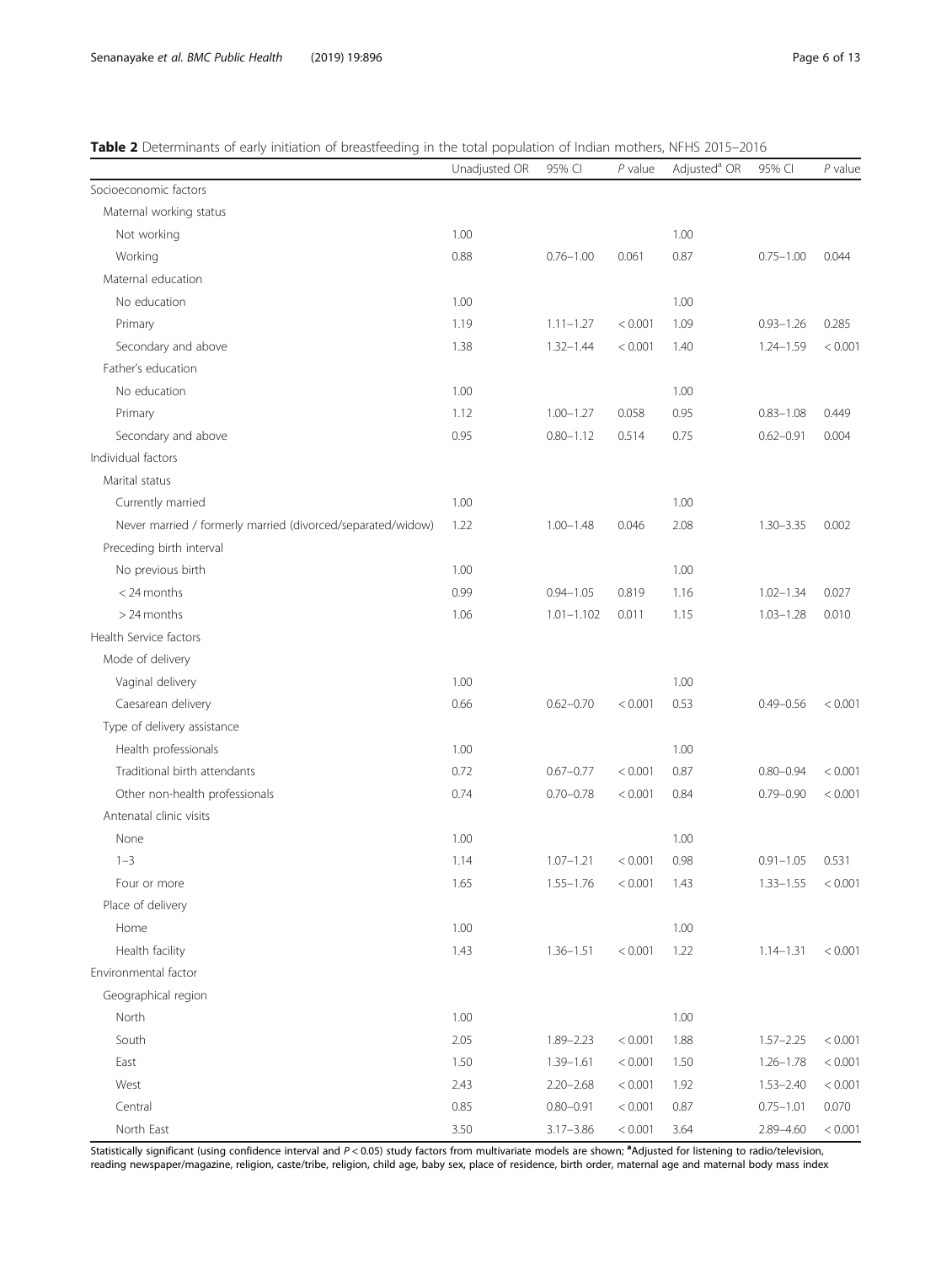**Table 2** Determinants of early initiation of breastfeeding in the total population of Indian mothers, NFHS 2015–2016

| | Unadjusted OR | 95% CI | *P* value | Adjusted[a] OR | 95% CI | *P* value |
|---|---|---|---|---|---|---|
| Socioeconomic factors | | | | | | |
| Maternal working status | | | | | | |
| Not working | 1.00 | | | 1.00 | | |
| Working | 0.88 | 0.76–1.00 | 0.061 | 0.87 | 0.75–1.00 | 0.044 |
| Maternal education | | | | | | |
| No education | 1.00 | | | 1.00 | | |
| Primary | 1.19 | 1.11–1.27 | < 0.001 | 1.09 | 0.93–1.26 | 0.285 |
| Secondary and above | 1.38 | 1.32–1.44 | < 0.001 | 1.40 | 1.24–1.59 | < 0.001 |
| Father's education | | | | | | |
| No education | 1.00 | | | 1.00 | | |
| Primary | 1.12 | 1.00–1.27 | 0.058 | 0.95 | 0.83–1.08 | 0.449 |
| Secondary and above | 0.95 | 0.80–1.12 | 0.514 | 0.75 | 0.62–0.91 | 0.004 |
| Individual factors | | | | | | |
| Marital status | | | | | | |
| Currently married | 1.00 | | | 1.00 | | |
| Never married / formerly married (divorced/separated/widow) | 1.22 | 1.00–1.48 | 0.046 | 2.08 | 1.30–3.35 | 0.002 |
| Preceding birth interval | | | | | | |
| No previous birth | 1.00 | | | 1.00 | | |
| < 24 months | 0.99 | 0.94–1.05 | 0.819 | 1.16 | 1.02–1.34 | 0.027 |
| > 24 months | 1.06 | 1.01–1.102 | 0.011 | 1.15 | 1.03–1.28 | 0.010 |
| Health Service factors | | | | | | |
| Mode of delivery | | | | | | |
| Vaginal delivery | 1.00 | | | 1.00 | | |
| Caesarean delivery | 0.66 | 0.62–0.70 | < 0.001 | 0.53 | 0.49–0.56 | < 0.001 |
| Type of delivery assistance | | | | | | |
| Health professionals | 1.00 | | | 1.00 | | |
| Traditional birth attendants | 0.72 | 0.67–0.77 | < 0.001 | 0.87 | 0.80–0.94 | < 0.001 |
| Other non-health professionals | 0.74 | 0.70–0.78 | < 0.001 | 0.84 | 0.79–0.90 | < 0.001 |
| Antenatal clinic visits | | | | | | |
| None | 1.00 | | | 1.00 | | |
| 1–3 | 1.14 | 1.07–1.21 | < 0.001 | 0.98 | 0.91–1.05 | 0.531 |
| Four or more | 1.65 | 1.55–1.76 | < 0.001 | 1.43 | 1.33–1.55 | < 0.001 |
| Place of delivery | | | | | | |
| Home | 1.00 | | | 1.00 | | |
| Health facility | 1.43 | 1.36–1.51 | < 0.001 | 1.22 | 1.14–1.31 | < 0.001 |
| Environmental factor | | | | | | |
| Geographical region | | | | | | |
| North | 1.00 | | | 1.00 | | |
| South | 2.05 | 1.89–2.23 | < 0.001 | 1.88 | 1.57–2.25 | < 0.001 |
| East | 1.50 | 1.39–1.61 | < 0.001 | 1.50 | 1.26–1.78 | < 0.001 |
| West | 2.43 | 2.20–2.68 | < 0.001 | 1.92 | 1.53–2.40 | < 0.001 |
| Central | 0.85 | 0.80–0.91 | < 0.001 | 0.87 | 0.75–1.01 | 0.070 |
| North East | 3.50 | 3.17–3.86 | < 0.001 | 3.64 | 2.89–4.60 | < 0.001 |

Statistically significant (using confidence interval and $P < 0.05$) study factors from multivariate models are shown; [a]Adjusted for listening to radio/television, reading newspaper/magazine, religion, caste/tribe, religion, child age, baby sex, place of residence, birth order, maternal age and maternal body mass index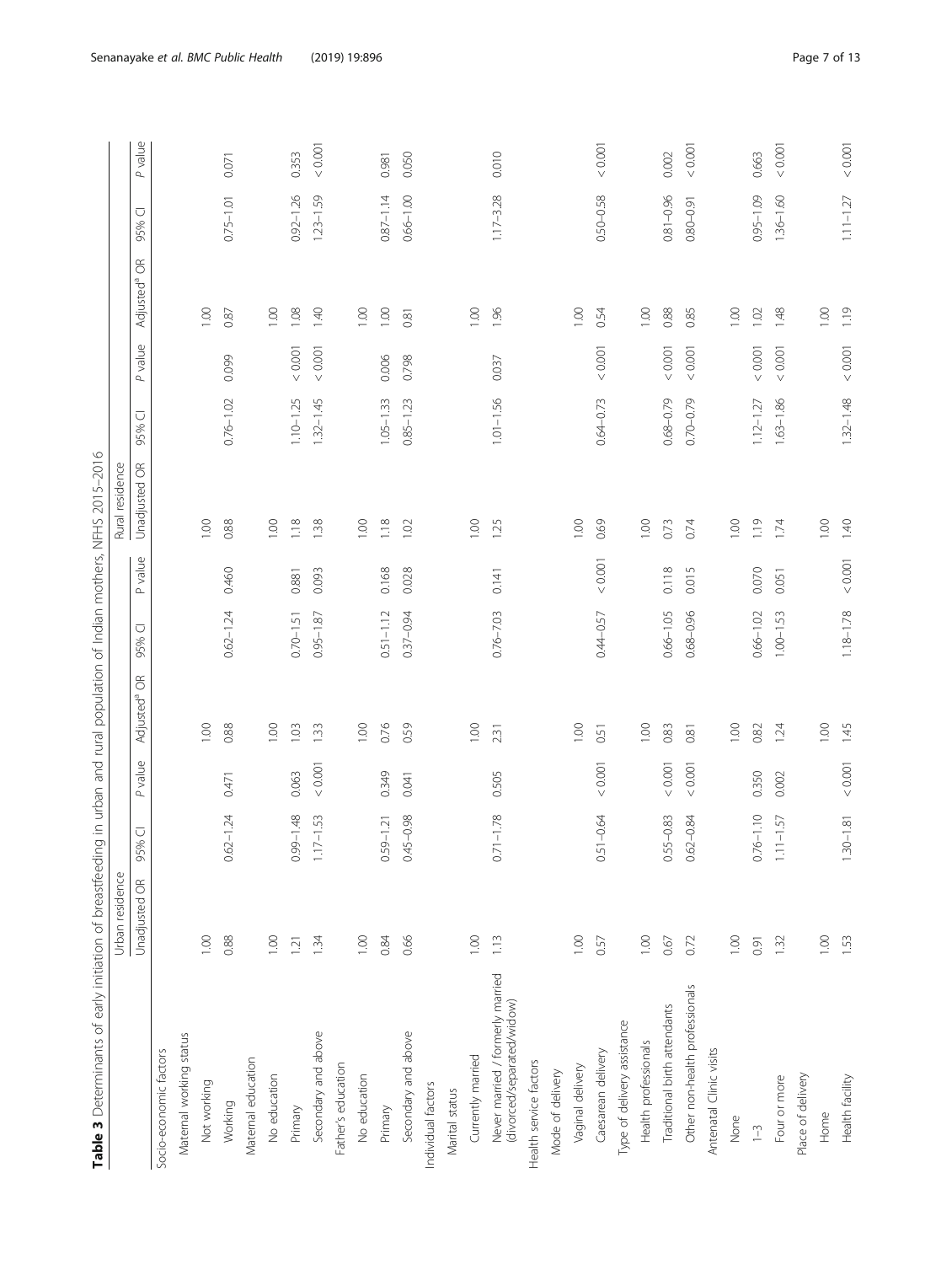**Table 3** Determinants of early initiation of breastfeeding in urban and rural population of Indian mothers, NFHS 2015–2016

| | Urban residence | | | | | | Rural residence | | | | | |
|---|---|---|---|---|---|---|---|---|---|---|---|---|
| | Unadjusted OR | 95% CI | P value | Adjusted[a] OR | 95% CI | P value | Unadjusted OR | 95% CI | P value | Adjusted[a] OR | 95% CI | P value |
| Socio-economic factors | | | | | | | | | | | | |
| Maternal working status | | | | | | | | | | | | |
| Not working | 1.00 | | | 1.00 | | | 1.00 | | | 1.00 | | |
| Working | 0.88 | 0.62–1.24 | 0.471 | 0.88 | 0.62–1.24 | 0.460 | 0.88 | 0.76–1.02 | 0.099 | 0.87 | 0.75–1.01 | 0.071 |
| Maternal education | | | | | | | | | | | | |
| No education | 1.00 | | | 1.00 | | | 1.00 | | | 1.00 | | |
| Primary | 1.21 | 0.99–1.48 | 0.063 | 1.03 | 0.70–1.51 | 0.881 | 1.18 | 1.10–1.25 | < 0.001 | 1.08 | 0.92–1.26 | 0.353 |
| Secondary and above | 1.34 | 1.17–1.53 | < 0.001 | 1.33 | 0.95–1.87 | 0.093 | 1.38 | 1.32–1.45 | < 0.001 | 1.40 | 1.23–1.59 | < 0.001 |
| Father's education | | | | | | | | | | | | |
| No education | 1.00 | | | 1.00 | | | 1.00 | | | 1.00 | | |
| Primary | 0.84 | 0.59–1.21 | 0.349 | 0.76 | 0.51–1.12 | 0.168 | 1.18 | 1.05–1.33 | 0.006 | 1.00 | 0.87–1.14 | 0.981 |
| Secondary and above | 0.66 | 0.45–0.98 | 0.041 | 0.59 | 0.37–0.94 | 0.028 | 1.02 | 0.85–1.23 | 0.798 | 0.81 | 0.66–1.00 | 0.050 |
| Individual factors | | | | | | | | | | | | |
| Marital status | | | | | | | | | | | | |
| Currently married | 1.00 | | | 1.00 | | | 1.00 | | | 1.00 | | |
| Never married / formerly married (divorced/separated/widow) | 1.13 | 0.71–1.78 | 0.505 | 2.31 | 0.76–7.03 | 0.141 | 1.25 | 1.01–1.56 | 0.037 | 1.96 | 1.17–3.28 | 0.010 |
| Health service factors | | | | | | | | | | | | |
| Mode of delivery | | | | | | | | | | | | |
| Vaginal delivery | 1.00 | | | 1.00 | | | 1.00 | | | 1.00 | | |
| Caesarean delivery | 0.57 | 0.51–0.64 | < 0.001 | 0.51 | 0.44–0.57 | < 0.001 | 0.69 | 0.64–0.73 | < 0.001 | 0.54 | 0.50–0.58 | < 0.001 |
| Type of delivery assistance | | | | | | | | | | | | |
| Health professionals | 1.00 | | | 1.00 | | | 1.00 | | | 1.00 | | |
| Traditional birth attendants | 0.67 | 0.55–0.83 | < 0.001 | 0.83 | 0.66–1.05 | 0.118 | 0.73 | 0.68–0.79 | < 0.001 | 0.88 | 0.81–0.96 | 0.002 |
| Other non-health professionals | 0.72 | 0.62–0.84 | < 0.001 | 0.81 | 0.68–0.96 | 0.015 | 0.74 | 0.70–0.79 | < 0.001 | 0.85 | 0.80–0.91 | < 0.001 |
| Antenatal Clinic visits | | | | | | | | | | | | |
| None | 1.00 | | | 1.00 | | | 1.00 | | | 1.00 | | |
| 1–3 | 0.91 | 0.76–1.10 | 0.350 | 0.82 | 0.66–1.02 | 0.070 | 1.19 | 1.12–1.27 | < 0.001 | 1.02 | 0.95–1.09 | 0.663 |
| Four or more | 1.32 | 1.11–1.57 | 0.002 | 1.24 | 1.00–1.53 | 0.051 | 1.74 | 1.63–1.86 | < 0.001 | 1.48 | 1.36–1.60 | < 0.001 |
| Place of delivery | | | | | | | | | | | | |
| Home | 1.00 | | | 1.00 | | | 1.00 | | | 1.00 | | |
| Health facility | 1.53 | 1.30–1.81 | < 0.001 | 1.45 | 1.18–1.78 | < 0.001 | 1.40 | 1.32–1.48 | < 0.001 | 1.19 | 1.11–1.27 | < 0.001 |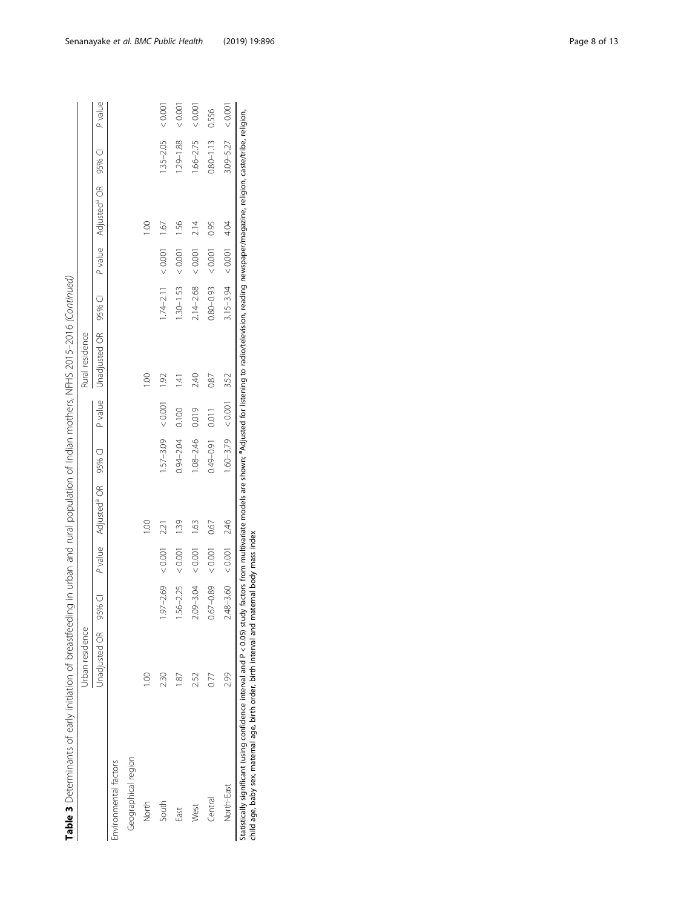**Table 3** Determinants of early initiation of breastfeeding in urban and rural population of Indian mothers, NFHS 2015–2016 *(Continued)*

| | Urban residence | | | | | | Rural residence | | | | | |
|---|---|---|---|---|---|---|---|---|---|---|---|---|
| | Unadjusted OR | 95% CI | *P* value | Adjusted[a] OR | 95% CI | *P* value | Unadjusted OR | 95% CI | *P* value | Adjusted[a] OR | 95% CI | *P* value |
| Environmental factors | | | | | | | | | | | | |
| Geographical region | | | | | | | | | | | | |
| North | 1.00 | | | 1.00 | | | 1.00 | | | 1.00 | | |
| South | 2.30 | 1.97–2.69 | < 0.001 | 2.21 | 1.57–3.09 | < 0.001 | 1.92 | 1.74–2.11 | < 0.001 | 1.67 | 1.35–2.05 | < 0.001 |
| East | 1.87 | 1.56–2.25 | < 0.001 | 1.39 | 0.94–2.04 | 0.100 | 1.41 | 1.30–1.53 | < 0.001 | 1.56 | 1.29–1.88 | < 0.001 |
| West | 2.52 | 2.09–3.04 | < 0.001 | 1.63 | 1.08–2.46 | 0.019 | 2.40 | 2.14–2.68 | < 0.001 | 2.14 | 1.66–2.75 | < 0.001 |
| Central | 0.77 | 0.67–0.89 | < 0.001 | 0.67 | 0.49–0.91 | 0.011 | 0.87 | 0.80–0.93 | < 0.001 | 0.95 | 0.80–1.13 | 0.556 |
| North-East | 2.99 | 2.48–3.60 | < 0.001 | 2.46 | 1.60–3.79 | < 0.001 | 3.52 | 3.15–3.94 | < 0.001 | 4.04 | 3.09–5.27 | < 0.001 |

Statistically significant (using confidence interval and $P < 0.05$) study factors from multivariate models are shown; [a]Adjusted for listening to radio/television, reading newspaper/magazine, religion, caste/tribe, religion, child age, baby sex, maternal age, birth order, birth interval and maternal body mass index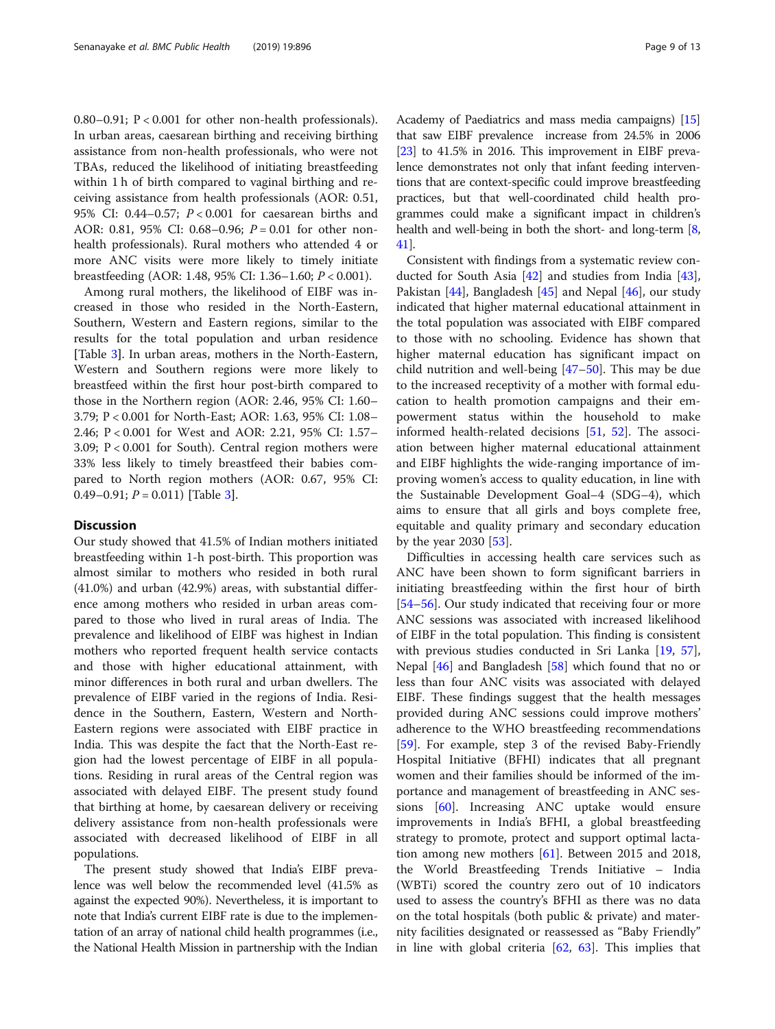0.80–0.91; P < 0.001 for other non-health professionals). In urban areas, caesarean birthing and receiving birthing assistance from non-health professionals, who were not TBAs, reduced the likelihood of initiating breastfeeding within 1 h of birth compared to vaginal birthing and receiving assistance from health professionals (AOR: 0.51, 95% CI: 0.44–0.57; *P* < 0.001 for caesarean births and AOR: 0.81, 95% CI: 0.68–0.96; *P* = 0.01 for other non-health professionals). Rural mothers who attended 4 or more ANC visits were more likely to timely initiate breastfeeding (AOR: 1.48, 95% CI: 1.36–1.60; *P* < 0.001).

Among rural mothers, the likelihood of EIBF was increased in those who resided in the North-Eastern, Southern, Western and Eastern regions, similar to the results for the total population and urban residence [Table 3]. In urban areas, mothers in the North-Eastern, Western and Southern regions were more likely to breastfeed within the first hour post-birth compared to those in the Northern region (AOR: 2.46, 95% CI: 1.60–3.79; P < 0.001 for North-East; AOR: 1.63, 95% CI: 1.08–2.46; P < 0.001 for West and AOR: 2.21, 95% CI: 1.57–3.09; P < 0.001 for South). Central region mothers were 33% less likely to timely breastfeed their babies compared to North region mothers (AOR: 0.67, 95% CI: 0.49–0.91; *P* = 0.011) [Table 3].

## Discussion

Our study showed that 41.5% of Indian mothers initiated breastfeeding within 1-h post-birth. This proportion was almost similar to mothers who resided in both rural (41.0%) and urban (42.9%) areas, with substantial difference among mothers who resided in urban areas compared to those who lived in rural areas of India. The prevalence and likelihood of EIBF was highest in Indian mothers who reported frequent health service contacts and those with higher educational attainment, with minor differences in both rural and urban dwellers. The prevalence of EIBF varied in the regions of India. Residence in the Southern, Eastern, Western and North-Eastern regions were associated with EIBF practice in India. This was despite the fact that the North-East region had the lowest percentage of EIBF in all populations. Residing in rural areas of the Central region was associated with delayed EIBF. The present study found that birthing at home, by caesarean delivery or receiving delivery assistance from non-health professionals were associated with decreased likelihood of EIBF in all populations.

The present study showed that India's EIBF prevalence was well below the recommended level (41.5% as against the expected 90%). Nevertheless, it is important to note that India's current EIBF rate is due to the implementation of an array of national child health programmes (i.e., the National Health Mission in partnership with the Indian Academy of Paediatrics and mass media campaigns) [15] that saw EIBF prevalence increase from 24.5% in 2006 [23] to 41.5% in 2016. This improvement in EIBF prevalence demonstrates not only that infant feeding interventions that are context-specific could improve breastfeeding practices, but that well-coordinated child health programmes could make a significant impact in children's health and well-being in both the short- and long-term [8, 41].

Consistent with findings from a systematic review conducted for South Asia [42] and studies from India [43], Pakistan [44], Bangladesh [45] and Nepal [46], our study indicated that higher maternal educational attainment in the total population was associated with EIBF compared to those with no schooling. Evidence has shown that higher maternal education has significant impact on child nutrition and well-being [47–50]. This may be due to the increased receptivity of a mother with formal education to health promotion campaigns and their empowerment status within the household to make informed health-related decisions [51, 52]. The association between higher maternal educational attainment and EIBF highlights the wide-ranging importance of improving women's access to quality education, in line with the Sustainable Development Goal–4 (SDG–4), which aims to ensure that all girls and boys complete free, equitable and quality primary and secondary education by the year 2030 [53].

Difficulties in accessing health care services such as ANC have been shown to form significant barriers in initiating breastfeeding within the first hour of birth [54–56]. Our study indicated that receiving four or more ANC sessions was associated with increased likelihood of EIBF in the total population. This finding is consistent with previous studies conducted in Sri Lanka [19, 57], Nepal [46] and Bangladesh [58] which found that no or less than four ANC visits was associated with delayed EIBF. These findings suggest that the health messages provided during ANC sessions could improve mothers' adherence to the WHO breastfeeding recommendations [59]. For example, step 3 of the revised Baby-Friendly Hospital Initiative (BFHI) indicates that all pregnant women and their families should be informed of the importance and management of breastfeeding in ANC sessions [60]. Increasing ANC uptake would ensure improvements in India's BFHI, a global breastfeeding strategy to promote, protect and support optimal lactation among new mothers [61]. Between 2015 and 2018, the World Breastfeeding Trends Initiative – India (WBTi) scored the country zero out of 10 indicators used to assess the country's BFHI as there was no data on the total hospitals (both public & private) and maternity facilities designated or reassessed as "Baby Friendly" in line with global criteria [62, 63]. This implies that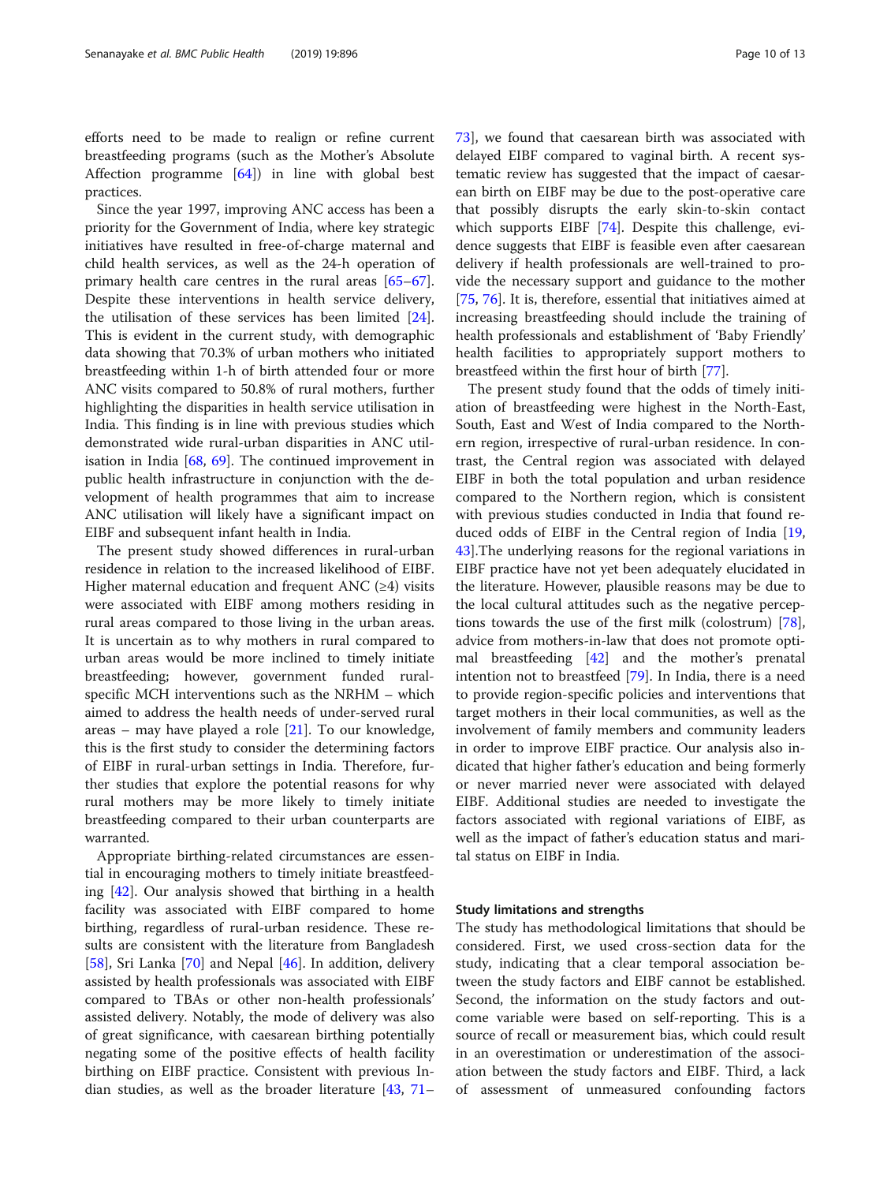efforts need to be made to realign or refine current breastfeeding programs (such as the Mother's Absolute Affection programme [64]) in line with global best practices.

Since the year 1997, improving ANC access has been a priority for the Government of India, where key strategic initiatives have resulted in free-of-charge maternal and child health services, as well as the 24-h operation of primary health care centres in the rural areas [65–67]. Despite these interventions in health service delivery, the utilisation of these services has been limited [24]. This is evident in the current study, with demographic data showing that 70.3% of urban mothers who initiated breastfeeding within 1-h of birth attended four or more ANC visits compared to 50.8% of rural mothers, further highlighting the disparities in health service utilisation in India. This finding is in line with previous studies which demonstrated wide rural-urban disparities in ANC utilisation in India [68, 69]. The continued improvement in public health infrastructure in conjunction with the development of health programmes that aim to increase ANC utilisation will likely have a significant impact on EIBF and subsequent infant health in India.

The present study showed differences in rural-urban residence in relation to the increased likelihood of EIBF. Higher maternal education and frequent ANC (≥4) visits were associated with EIBF among mothers residing in rural areas compared to those living in the urban areas. It is uncertain as to why mothers in rural compared to urban areas would be more inclined to timely initiate breastfeeding; however, government funded rural-specific MCH interventions such as the NRHM – which aimed to address the health needs of under-served rural areas – may have played a role [21]. To our knowledge, this is the first study to consider the determining factors of EIBF in rural-urban settings in India. Therefore, further studies that explore the potential reasons for why rural mothers may be more likely to timely initiate breastfeeding compared to their urban counterparts are warranted.

Appropriate birthing-related circumstances are essential in encouraging mothers to timely initiate breastfeeding [42]. Our analysis showed that birthing in a health facility was associated with EIBF compared to home birthing, regardless of rural-urban residence. These results are consistent with the literature from Bangladesh [58], Sri Lanka [70] and Nepal [46]. In addition, delivery assisted by health professionals was associated with EIBF compared to TBAs or other non-health professionals' assisted delivery. Notably, the mode of delivery was also of great significance, with caesarean birthing potentially negating some of the positive effects of health facility birthing on EIBF practice. Consistent with previous Indian studies, as well as the broader literature [43, 71–73], we found that caesarean birth was associated with delayed EIBF compared to vaginal birth. A recent systematic review has suggested that the impact of caesarean birth on EIBF may be due to the post-operative care that possibly disrupts the early skin-to-skin contact which supports EIBF [74]. Despite this challenge, evidence suggests that EIBF is feasible even after caesarean delivery if health professionals are well-trained to provide the necessary support and guidance to the mother [75, 76]. It is, therefore, essential that initiatives aimed at increasing breastfeeding should include the training of health professionals and establishment of 'Baby Friendly' health facilities to appropriately support mothers to breastfeed within the first hour of birth [77].

The present study found that the odds of timely initiation of breastfeeding were highest in the North-East, South, East and West of India compared to the Northern region, irrespective of rural-urban residence. In contrast, the Central region was associated with delayed EIBF in both the total population and urban residence compared to the Northern region, which is consistent with previous studies conducted in India that found reduced odds of EIBF in the Central region of India [19, 43].The underlying reasons for the regional variations in EIBF practice have not yet been adequately elucidated in the literature. However, plausible reasons may be due to the local cultural attitudes such as the negative perceptions towards the use of the first milk (colostrum) [78], advice from mothers-in-law that does not promote optimal breastfeeding [42] and the mother's prenatal intention not to breastfeed [79]. In India, there is a need to provide region-specific policies and interventions that target mothers in their local communities, as well as the involvement of family members and community leaders in order to improve EIBF practice. Our analysis also indicated that higher father's education and being formerly or never married never were associated with delayed EIBF. Additional studies are needed to investigate the factors associated with regional variations of EIBF, as well as the impact of father's education status and marital status on EIBF in India.

### Study limitations and strengths

The study has methodological limitations that should be considered. First, we used cross-section data for the study, indicating that a clear temporal association between the study factors and EIBF cannot be established. Second, the information on the study factors and outcome variable were based on self-reporting. This is a source of recall or measurement bias, which could result in an overestimation or underestimation of the association between the study factors and EIBF. Third, a lack of assessment of unmeasured confounding factors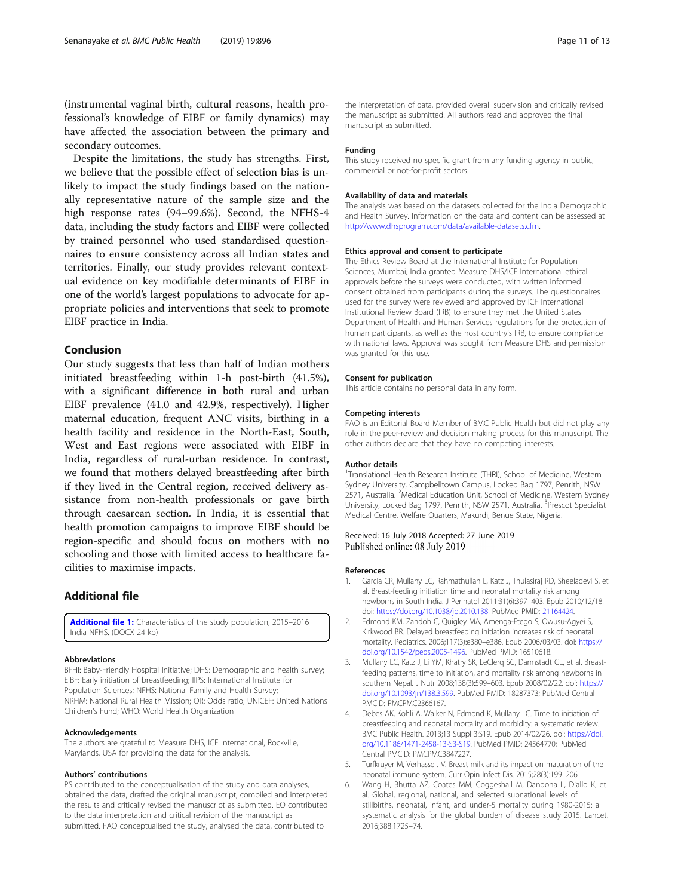(instrumental vaginal birth, cultural reasons, health professional's knowledge of EIBF or family dynamics) may have affected the association between the primary and secondary outcomes.

Despite the limitations, the study has strengths. First, we believe that the possible effect of selection bias is unlikely to impact the study findings based on the nationally representative nature of the sample size and the high response rates (94–99.6%). Second, the NFHS-4 data, including the study factors and EIBF were collected by trained personnel who used standardised questionnaires to ensure consistency across all Indian states and territories. Finally, our study provides relevant contextual evidence on key modifiable determinants of EIBF in one of the world's largest populations to advocate for appropriate policies and interventions that seek to promote EIBF practice in India.

## Conclusion

Our study suggests that less than half of Indian mothers initiated breastfeeding within 1-h post-birth (41.5%), with a significant difference in both rural and urban EIBF prevalence (41.0 and 42.9%, respectively). Higher maternal education, frequent ANC visits, birthing in a health facility and residence in the North-East, South, West and East regions were associated with EIBF in India, regardless of rural-urban residence. In contrast, we found that mothers delayed breastfeeding after birth if they lived in the Central region, received delivery assistance from non-health professionals or gave birth through caesarean section. In India, it is essential that health promotion campaigns to improve EIBF should be region-specific and should focus on mothers with no schooling and those with limited access to healthcare facilities to maximise impacts.

## Additional file

**Additional file 1:** Characteristics of the study population, 2015–2016 India NFHS. (DOCX 24 kb)

#### Abbreviations

BFHI: Baby-Friendly Hospital Initiative; DHS: Demographic and health survey; EIBF: Early initiation of breastfeeding; IIPS: International Institute for Population Sciences; NFHS: National Family and Health Survey; NRHM: National Rural Health Mission; OR: Odds ratio; UNICEF: United Nations Children's Fund; WHO: World Health Organization

#### Acknowledgements

The authors are grateful to Measure DHS, ICF International, Rockville, Marylands, USA for providing the data for the analysis.

#### Authors' contributions

PS contributed to the conceptualisation of the study and data analyses, obtained the data, drafted the original manuscript, compiled and interpreted the results and critically revised the manuscript as submitted. EO contributed to the data interpretation and critical revision of the manuscript as submitted. FAO conceptualised the study, analysed the data, contributed to the interpretation of data, provided overall supervision and critically revised the manuscript as submitted. All authors read and approved the final manuscript as submitted.

#### Funding

This study received no specific grant from any funding agency in public, commercial or not-for-profit sectors.

#### Availability of data and materials

The analysis was based on the datasets collected for the India Demographic and Health Survey. Information on the data and content can be assessed at http://www.dhsprogram.com/data/available-datasets.cfm.

#### Ethics approval and consent to participate

The Ethics Review Board at the International Institute for Population Sciences, Mumbai, India granted Measure DHS/ICF International ethical approvals before the surveys were conducted, with written informed consent obtained from participants during the surveys. The questionnaires used for the survey were reviewed and approved by ICF International Institutional Review Board (IRB) to ensure they met the United States Department of Health and Human Services regulations for the protection of human participants, as well as the host country's IRB, to ensure compliance with national laws. Approval was sought from Measure DHS and permission was granted for this use.

#### Consent for publication

This article contains no personal data in any form.

#### Competing interests

FAO is an Editorial Board Member of BMC Public Health but did not play any role in the peer-review and decision making process for this manuscript. The other authors declare that they have no competing interests.

#### Author details

[1]Translational Health Research Institute (THRI), School of Medicine, Western Sydney University, Campbelltown Campus, Locked Bag 1797, Penrith, NSW 2571, Australia. [2]Medical Education Unit, School of Medicine, Western Sydney University, Locked Bag 1797, Penrith, NSW 2571, Australia. [3]Prescot Specialist Medical Centre, Welfare Quarters, Makurdi, Benue State, Nigeria.

Received: 16 July 2018 Accepted: 27 June 2019
Published online: 08 July 2019

#### References

1. Garcia CR, Mullany LC, Rahmathullah L, Katz J, Thulasiraj RD, Sheeladevi S, et al. Breast-feeding initiation time and neonatal mortality risk among newborns in South India. J Perinatol 2011;31(6):397–403. Epub 2010/12/18. doi: https://doi.org/10.1038/jp.2010.138. PubMed PMID: 21164424.
2. Edmond KM, Zandoh C, Quigley MA, Amenga-Etego S, Owusu-Agyei S, Kirkwood BR. Delayed breastfeeding initiation increases risk of neonatal mortality. Pediatrics. 2006;117(3):e380–e386. Epub 2006/03/03. doi: https://doi.org/10.1542/peds.2005-1496. PubMed PMID: 16510618.
3. Mullany LC, Katz J, Li YM, Khatry SK, LeClerq SC, Darmstadt GL, et al. Breast-feeding patterns, time to initiation, and mortality risk among newborns in southern Nepal. J Nutr 2008;138(3):599–603. Epub 2008/02/22. doi: https://doi.org/10.1093/jn/138.3.599. PubMed PMID: 18287373; PubMed Central PMCID: PMCPMC2366167.
4. Debes AK, Kohli A, Walker N, Edmond K, Mullany LC. Time to initiation of breastfeeding and neonatal mortality and morbidity: a systematic review. BMC Public Health. 2013;13 Suppl 3:S19. Epub 2014/02/26. doi: https://doi.org/10.1186/1471-2458-13-S3-S19. PubMed PMID: 24564770; PubMed Central PMCID: PMCPMC3847227.
5. Turfkruyer M, Verhasselt V. Breast milk and its impact on maturation of the neonatal immune system. Curr Opin Infect Dis. 2015;28(3):199–206.
6. Wang H, Bhutta AZ, Coates MM, Coggeshall M, Dandona L, Diallo K, et al. Global, regional, national, and selected subnational levels of stillbirths, neonatal, infant, and under-5 mortality during 1980-2015: a systematic analysis for the global burden of disease study 2015. Lancet. 2016;388:1725–74.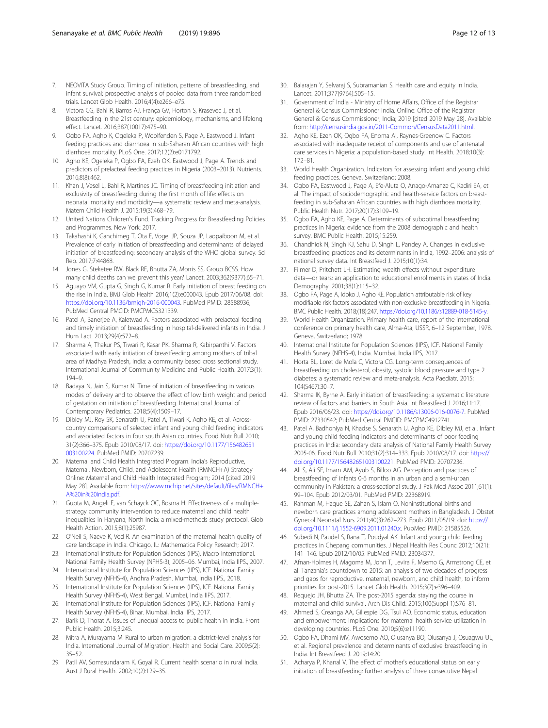7. NEOVITA Study Group. Timing of initiation, patterns of breastfeeding, and infant survival: prospective analysis of pooled data from three randomised trials. Lancet Glob Health. 2016;4(4):e266–e75.
8. Victora CG, Bahl R, Barros AJ, França GV, Horton S, Krasevec J, et al. Breastfeeding in the 21st century: epidemiology, mechanisms, and lifelong effect. Lancet. 2016;387(10017):475–90.
9. Ogbo FA, Agho K, Ogeleka P, Woolfenden S, Page A, Eastwood J. Infant feeding practices and diarrhoea in sub-Saharan African countries with high diarrhoea mortality. PLoS One. 2017;12(2):e0171792.
10. Agho KE, Ogeleka P, Ogbo FA, Ezeh OK, Eastwood J, Page A. Trends and predictors of prelacteal feeding practices in Nigeria (2003–2013). Nutrients. 2016;8(8):462.
11. Khan J, Vesel L, Bahl R, Martines JC. Timing of breastfeeding initiation and exclusivity of breastfeeding during the first month of life: effects on neonatal mortality and morbidity—a systematic review and meta-analysis. Matern Child Health J. 2015;19(3):468–79.
12. United Nations Children's Fund. Tracking Progress for Breastfeeding Policies and Programmes. New York: 2017.
13. Takahashi K, Ganchimeg T, Ota E, Vogel JP, Souza JP, Laopaiboon M, et al. Prevalence of early initiation of breastfeeding and determinants of delayed initiation of breastfeeding: secondary analysis of the WHO global survey. Sci Rep. 2017;7:44868.
14. Jones G, Steketee RW, Black RE, Bhutta ZA, Morris SS, Group BCSS. How many child deaths can we prevent this year? Lancet. 2003;362(9377):65–71.
15. Aguayo VM, Gupta G, Singh G, Kumar R. Early initiation of breast feeding on the rise in India. BMJ Glob Health 2016;1(2):e000043. Epub 2017/06/08. doi: https://doi.org/10.1136/bmjgh-2016-000043. PubMed PMID: 28588936; PubMed Central PMCID: PMCPMC5321339.
16. Patel A, Banerjee A, Kaletwad A. Factors associated with prelacteal feeding and timely initiation of breastfeeding in hospital-delivered infants in India. J Hum Lact. 2013;29(4):572–8.
17. Sharma A, Thakur PS, Tiwari R, Kasar PK, Sharma R, Kabirpanthi V. Factors associated with early initiation of breastfeeding among mothers of tribal area of Madhya Pradesh, India: a community based cross sectional study. International Journal of Community Medicine and Public Health. 2017;3(1): 194–9.
18. Badaya N, Jain S, Kumar N. Time of initiation of breastfeeding in various modes of delivery and to observe the effect of low birth weight and period of gestation on initiation of breastfeeding. International Journal of Contemporary Pediatrics. 2018;5(4):1509–17.
19. Dibley MJ, Roy SK, Senarath U, Patel A, Tiwari K, Agho KE, et al. Across-country comparisons of selected infant and young child feeding indicators and associated factors in four south Asian countries. Food Nutr Bull 2010; 31(2):366–375. Epub 2010/08/17. doi: https://doi.org/10.1177/156482651003100224. PubMed PMID: 20707239.
20. Maternal and Child Health Integrated Program. India's Reproductive, Maternal, Newborn, Child, and Adolescent Health (RMNCH+A) Strategy Online: Maternal and Child Health Integrated Program; 2014 [cited 2019 May 28]. Available from: https://www.mchip.net/sites/default/files/RMNCH+A%20in%20India.pdf.
21. Gupta M, Angeli F, van Schayck OC, Bosma H. Effectiveness of a multiple-strategy community intervention to reduce maternal and child health inequalities in Haryana, North India: a mixed-methods study protocol. Glob Health Action. 2015;8(1):25987.
22. O'Neil S, Naeve K, Ved R. An examination of the maternal health quality of care landscape in India. Chicago, IL: Mathematica Policy Research; 2017.
23. International Institute for Population Sciences (IIPS), Macro International. National Family Health Survey (NFHS-3), 2005–06. Mumbai, India IIPS., 2007.
24. International Institute for Population Sciences (IIPS), ICF. National Family Health Survey (NFHS-4), Andhra Pradesh. Mumbai, India IIPS., 2018.
25. International Institute for Population Sciences (IIPS), ICF. National Family Health Survey (NFHS-4), West Bengal. Mumbai, India IIPS, 2017.
26. International Institute for Population Sciences (IIPS), ICF. National Family Health Survey (NFHS-4), Bihar. Mumbai, India IIPS, 2017.
27. Barik D, Thorat A. Issues of unequal access to public health in India. Front Public Health. 2015;3:245.
28. Mitra A, Murayama M. Rural to urban migration: a district-level analysis for India. International Journal of Migration, Health and Social Care. 2009;5(2): 35–52.
29. Patil AV, Somasundaram K, Goyal R. Current health scenario in rural India. Aust J Rural Health. 2002;10(2):129–35.
30. Balarajan Y, Selvaraj S, Subramanian S. Health care and equity in India. Lancet. 2011;377(9764):505–15.
31. Government of India - Ministry of Home Affairs, Office of the Registrar General & Census Commissioner India. Online: Office of the Registrar General & Census Commissioner, India; 2019 [cited 2019 May 28]. Available from: http://censusindia.gov.in/2011-Common/CensusData2011.html.
32. Agho KE, Ezeh OK, Ogbo FA, Enoma AI, Raynes-Greenow C. Factors associated with inadequate receipt of components and use of antenatal care services in Nigeria: a population-based study. Int Health. 2018;10(3): 172–81.
33. World Health Organization. Indicators for assessing infant and young child feeding practices. Geneva, Switzerland; 2008.
34. Ogbo FA, Eastwood J, Page A, Efe-Aluta O, Anago-Amanze C, Kadiri EA, et al. The impact of sociodemographic and health-service factors on breast-feeding in sub-Saharan African countries with high diarrhoea mortality. Public Health Nutr. 2017;20(17):3109–19.
35. Ogbo FA, Agho KE, Page A. Determinants of suboptimal breastfeeding practices in Nigeria: evidence from the 2008 demographic and health survey. BMC Public Health. 2015;15:259.
36. Chandhiok N, Singh KJ, Sahu D, Singh L, Pandey A. Changes in exclusive breastfeeding practices and its determinants in India, 1992–2006: analysis of national survey data. Int Breastfeed J. 2015;10(1):34.
37. Filmer D, Pritchett LH. Estimating wealth effects without expenditure data—or tears: an application to educational enrollments in states of India. Demography. 2001;38(1):115–32.
38. Ogbo FA, Page A, Idoko J, Agho KE. Population attributable risk of key modifiable risk factors associated with non-exclusive breastfeeding in Nigeria. BMC Public Health. 2018;(18):247. https://doi.org/10.1186/s12889-018-5145-y.
39. World Health Organization. Primary health care, report of the international conference on primary health care, Alma-Ata, USSR, 6–12 September, 1978. Geneva, Switzerland; 1978.
40. International Institute for Population Sciences (IIPS), ICF. National Family Health Survey (NFHS-4), India. Mumbai, India IIPS, 2017.
41. Horta BL, Loret de Mola C, Victora CG. Long-term consequences of breastfeeding on cholesterol, obesity, systolic blood pressure and type 2 diabetes: a systematic review and meta-analysis. Acta Paediatr. 2015; 104(S467):30–7.
42. Sharma IK, Byrne A. Early initiation of breastfeeding: a systematic literature review of factors and barriers in South Asia. Int Breastfeed J 2016;11:17. Epub 2016/06/23. doi: https://doi.org/10.1186/s13006-016-0076-7. PubMed PMID: 27330542; PubMed Central PMCID: PMCPMC4912741.
43. Patel A, Badhoniya N, Khadse S, Senarath U, Agho KE, Dibley MJ, et al. Infant and young child feeding indicators and determinants of poor feeding practices in India: secondary data analysis of National Family Health Survey 2005-06. Food Nutr Bull 2010;31(2):314–333. Epub 2010/08/17. doi: https://doi.org/10.1177/156482651003100221. PubMed PMID: 20707236.
44. Ali S, Ali SF, Imam AM, Ayub S, Billoo AG. Perception and practices of breastfeeding of infants 0-6 months in an urban and a semi-urban community in Pakistan: a cross-sectional study. J Pak Med Assoc 2011;61(1): 99–104. Epub 2012/03/01. PubMed PMID: 22368919.
45. Rahman M, Haque SE, Zahan S, Islam O. Noninstitutional births and newborn care practices among adolescent mothers in Bangladesh. J Obstet Gynecol Neonatal Nurs 2011;40(3):262–273. Epub 2011/05/19. doi: https://doi.org/10.1111/j.1552-6909.2011.01240.x. PubMed PMID: 21585526.
46. Subedi N, Paudel S, Rana T, Poudyal AK. Infant and young child feeding practices in Chepang communities. J Nepal Health Res Counc 2012;10(21): 141–146. Epub 2012/10/05. PubMed PMID: 23034377.
47. Afnan-Holmes H, Magoma M, John T, Levira F, Msemo G, Armstrong CE, et al. Tanzania's countdown to 2015: an analysis of two decades of progress and gaps for reproductive, maternal, newborn, and child health, to inform priorities for post-2015. Lancet Glob Health. 2015;3(7):e396–409.
48. Requejo JH, Bhutta ZA. The post-2015 agenda: staying the course in maternal and child survival. Arch Dis Child. 2015;100(Suppl 1):S76–81.
49. Ahmed S, Creanga AA, Gillespie DG, Tsui AO. Economic status, education and empowerment: implications for maternal health service utilization in developing countries. PLoS One. 2010;5(6):e11190.
50. Ogbo FA, Dhami MV, Awosemo AO, Olusanya BO, Olusanya J, Osuagwu UL, et al. Regional prevalence and determinants of exclusive breastfeeding in India. Int Breastfeed J. 2019;14:20.
51. Acharya P, Khanal V. The effect of mother's educational status on early initiation of breastfeeding: further analysis of three consecutive Nepal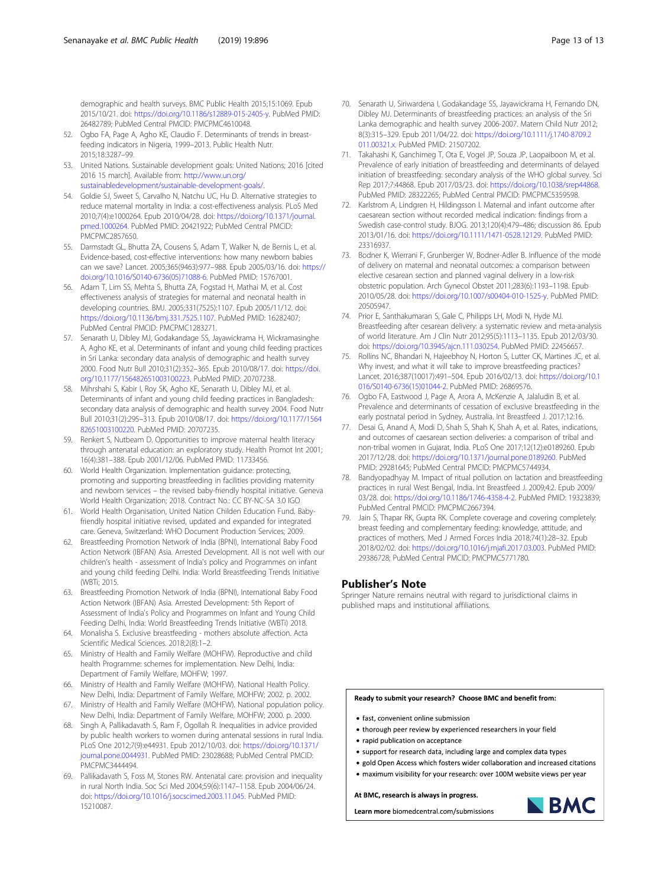demographic and health surveys. BMC Public Health 2015;15:1069. Epub 2015/10/21. doi: https://doi.org/10.1186/s12889-015-2405-y. PubMed PMID: 26482789; PubMed Central PMCID: PMCPMC4610048.

52. Ogbo FA, Page A, Agho KE, Claudio F. Determinants of trends in breast-feeding indicators in Nigeria, 1999–2013. Public Health Nutr. 2015;18:3287–99.
53. United Nations. Sustainable development goals: United Nations; 2016 [cited 2016 15 march]. Available from: http://www.un.org/sustainabledevelopment/sustainable-development-goals/.
54. Goldie SJ, Sweet S, Carvalho N, Natchu UC, Hu D. Alternative strategies to reduce maternal mortality in India: a cost-effectiveness analysis. PLoS Med 2010;7(4):e1000264. Epub 2010/04/28. doi: https://doi.org/10.1371/journal.pmed.1000264. PubMed PMID: 20421922; PubMed Central PMCID: PMCPMC2857650.
55. Darmstadt GL, Bhutta ZA, Cousens S, Adam T, Walker N, de Bernis L, et al. Evidence-based, cost-effective interventions: how many newborn babies can we save? Lancet. 2005;365(9463):977–988. Epub 2005/03/16. doi: https://doi.org/10.1016/S0140-6736(05)71088-6. PubMed PMID: 15767001.
56. Adam T, Lim SS, Mehta S, Bhutta ZA, Fogstad H, Mathai M, et al. Cost effectiveness analysis of strategies for maternal and neonatal health in developing countries. BMJ. 2005;331(7525):1107. Epub 2005/11/12. doi: https://doi.org/10.1136/bmj.331.7525.1107. PubMed PMID: 16282407; PubMed Central PMCID: PMCPMC1283271.
57. Senarath U, Dibley MJ, Godakandage SS, Jayawickrama H, Wickramasinghe A, Agho KE, et al. Determinants of infant and young child feeding practices in Sri Lanka: secondary data analysis of demographic and health survey 2000. Food Nutr Bull 2010;31(2):352–365. Epub 2010/08/17. doi: https://doi.org/10.1177/156482651003100223. PubMed PMID: 20707238.
58. Mihrshahi S, Kabir I, Roy SK, Agho KE, Senarath U, Dibley MJ, et al. Determinants of infant and young child feeding practices in Bangladesh: secondary data analysis of demographic and health survey 2004. Food Nutr Bull 2010;31(2):295–313. Epub 2010/08/17. doi: https://doi.org/10.1177/156482651003100220. PubMed PMID: 20707235.
59. Renkert S, Nutbeam D. Opportunities to improve maternal health literacy through antenatal education: an exploratory study. Health Promot Int 2001; 16(4):381–388. Epub 2001/12/06. PubMed PMID: 11733456.
60. World Health Organization. Implementation guidance: protecting, promoting and supporting breastfeeding in facilities providing maternity and newborn services – the revised baby-friendly hospital initiative. Geneva World Health Organization; 2018. Contract No.: CC BY-NC-SA 3.0 IGO
61. World Health Organisation, United Nation Childen Education Fund. Baby-friendly hospital initiative revised, updated and expanded for integrated care. Geneva, Switzerland: WHO Document Production Services; 2009.
62. Breastfeeding Promotion Network of India (BPNI), International Baby Food Action Network (IBFAN) Asia. Arrested Development. All is not well with our children's health - assessment of India's policy and Programmes on infant and young child feeding Delhi. India: World Breastfeeding Trends Initiative (WBTi; 2015.
63. Breastfeeding Promotion Network of India (BPNI), International Baby Food Action Network (IBFAN) Asia. Arrested Development: 5th Report of Assessment of India's Policy and Programmes on Infant and Young Child Feeding Delhi, India: World Breastfeeding Trends Initiative (WBTi) 2018.
64. Monalisha S. Exclusive breastfeeding - mothers absolute affection. Acta Scientific Medical Sciences. 2018;2(8):1–2.
65. Ministry of Health and Family Welfare (MOHFW). Reproductive and child health Programme: schemes for implementation. New Delhi, India: Department of Family Welfare, MOHFW; 1997.
66. Ministry of Health and Family Welfare (MOHFW). National Health Policy. New Delhi, India: Department of Family Welfare, MOHFW; 2002. p. 2002.
67. Ministry of Health and Family Welfare (MOHFW). National population policy. New Delhi, India: Department of Family Welfare, MOHFW; 2000. p. 2000.
68. Singh A, Pallikadavath S, Ram F, Ogollah R. Inequalities in advice provided by public health workers to women during antenatal sessions in rural India. PLoS One 2012;7(9):e44931. Epub 2012/10/03. doi: https://doi.org/10.1371/journal.pone.0044931. PubMed PMID: 23028688; PubMed Central PMCID: PMCPMC3444494.
69. Pallikadavath S, Foss M, Stones RW. Antenatal care: provision and inequality in rural North India. Soc Sci Med 2004;59(6):1147–1158. Epub 2004/06/24. doi: https://doi.org/10.1016/j.socscimed.2003.11.045. PubMed PMID: 15210087.
70. Senarath U, Siriwardena I, Godakandage SS, Jayawickrama H, Fernando DN, Dibley MJ. Determinants of breastfeeding practices: an analysis of the Sri Lanka demographic and health survey 2006-2007. Matern Child Nutr 2012; 8(3):315–329. Epub 2011/04/22. doi: https://doi.org/10.1111/j.1740-8709.2011.00321.x. PubMed PMID: 21507202.
71. Takahashi K, Ganchimeg T, Ota E, Vogel JP, Souza JP, Laopaiboon M, et al. Prevalence of early initiation of breastfeeding and determinants of delayed initiation of breastfeeding: secondary analysis of the WHO global survey. Sci Rep 2017;7:44868. Epub 2017/03/23. doi: https://doi.org/10.1038/srep44868. PubMed PMID: 28322265; PubMed Central PMCID: PMCPMC5359598.
72. Karlstrom A, Lindgren H, Hildingsson I. Maternal and infant outcome after caesarean section without recorded medical indication: findings from a Swedish case-control study. BJOG. 2013;120(4):479–486; discussion 86. Epub 2013/01/16. doi: https://doi.org/10.1111/1471-0528.12129. PubMed PMID: 23316937.
73. Bodner K, Wierrani F, Grunberger W, Bodner-Adler B. Influence of the mode of delivery on maternal and neonatal outcomes: a comparison between elective cesarean section and planned vaginal delivery in a low-risk obstetric population. Arch Gynecol Obstet 2011;283(6):1193–1198. Epub 2010/05/28. doi: https://doi.org/10.1007/s00404-010-1525-y. PubMed PMID: 20505947.
74. Prior E, Santhakumaran S, Gale C, Philipps LH, Modi N, Hyde MJ. Breastfeeding after cesarean delivery: a systematic review and meta-analysis of world literature. Am J Clin Nutr 2012;95(5):1113–1135. Epub 2012/03/30. doi: https://doi.org/10.3945/ajcn.111.030254. PubMed PMID: 22456657.
75. Rollins NC, Bhandari N, Hajeebhoy N, Horton S, Lutter CK, Martines JC, et al. Why invest, and what it will take to improve breastfeeding practices? Lancet. 2016;387(10017):491–504. Epub 2016/02/13. doi: https://doi.org/10.1016/S0140-6736(15)01044-2. PubMed PMID: 26869576.
76. Ogbo FA, Eastwood J, Page A, Arora A, McKenzie A, Jalaludin B, et al. Prevalence and determinants of cessation of exclusive breastfeeding in the early postnatal period in Sydney, Australia. Int Breastfeed J. 2017;12:16.
77. Desai G, Anand A, Modi D, Shah S, Shah K, Shah A, et al. Rates, indications, and outcomes of caesarean section deliveries: a comparison of tribal and non-tribal women in Gujarat, India. PLoS One 2017;12(12):e0189260. Epub 2017/12/28. doi: https://doi.org/10.1371/journal.pone.0189260. PubMed PMID: 29281645; PubMed Central PMCID: PMCPMC5744934.
78. Bandyopadhyay M. Impact of ritual pollution on lactation and breastfeeding practices in rural West Bengal, India. Int Breastfeed J. 2009;4:2. Epub 2009/03/28. doi: https://doi.org/10.1186/1746-4358-4-2. PubMed PMID: 19323839; PubMed Central PMCID: PMCPMC2667394.
79. Jain S, Thapar RK, Gupta RK. Complete coverage and covering completely: breast feeding and complementary feeding: knowledge, attitude, and practices of mothers. Med J Armed Forces India 2018;74(1):28–32. Epub 2018/02/02. doi: https://doi.org/10.1016/j.mjafi.2017.03.003. PubMed PMID: 29386728; PubMed Central PMCID: PMCPMC5771780.

## Publisher's Note

Springer Nature remains neutral with regard to jurisdictional claims in published maps and institutional affiliations.

**Ready to submit your research? Choose BMC and benefit from:**

- fast, convenient online submission
- thorough peer review by experienced researchers in your field
- rapid publication on acceptance
- support for research data, including large and complex data types
- gold Open Access which fosters wider collaboration and increased citations
- maximum visibility for your research: over 100M website views per year

**At BMC, research is always in progress.**

**Learn more** biomedcentral.com/submissions

BMC